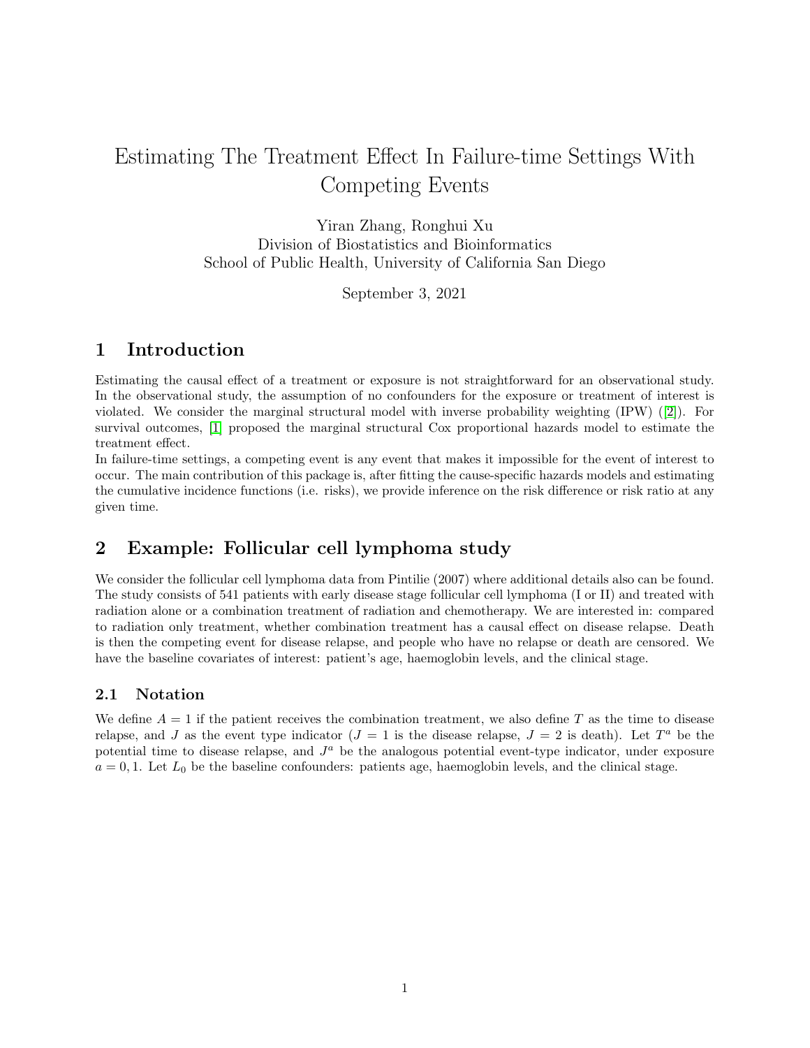# Estimating The Treatment Effect In Failure-time Settings With Competing Events

Yiran Zhang, Ronghui Xu
Division of Biostatistics and Bioinformatics
School of Public Health, University of California San Diego

September 3, 2021

## 1 Introduction

Estimating the causal effect of a treatment or exposure is not straightforward for an observational study. In the observational study, the assumption of no confounders for the exposure or treatment of interest is violated. We consider the marginal structural model with inverse probability weighting (IPW) ([2]). For survival outcomes, [1] proposed the marginal structural Cox proportional hazards model to estimate the treatment effect.

In failure-time settings, a competing event is any event that makes it impossible for the event of interest to occur. The main contribution of this package is, after fitting the cause-specific hazards models and estimating the cumulative incidence functions (i.e. risks), we provide inference on the risk difference or risk ratio at any given time.

## 2 Example: Follicular cell lymphoma study

We consider the follicular cell lymphoma data from Pintilie (2007) where additional details also can be found. The study consists of 541 patients with early disease stage follicular cell lymphoma (I or II) and treated with radiation alone or a combination treatment of radiation and chemotherapy. We are interested in: compared to radiation only treatment, whether combination treatment has a causal effect on disease relapse. Death is then the competing event for disease relapse, and people who have no relapse or death are censored. We have the baseline covariates of interest: patient's age, haemoglobin levels, and the clinical stage.

### 2.1 Notation

We define $A = 1$ if the patient receives the combination treatment, we also define $T$ as the time to disease relapse, and $J$ as the event type indicator ($J = 1$ is the disease relapse, $J = 2$ is death). Let $T^a$ be the potential time to disease relapse, and $J^a$ be the analogous potential event-type indicator, under exposure $a = 0, 1$. Let $L_0$ be the baseline confounders: patients age, haemoglobin levels, and the clinical stage.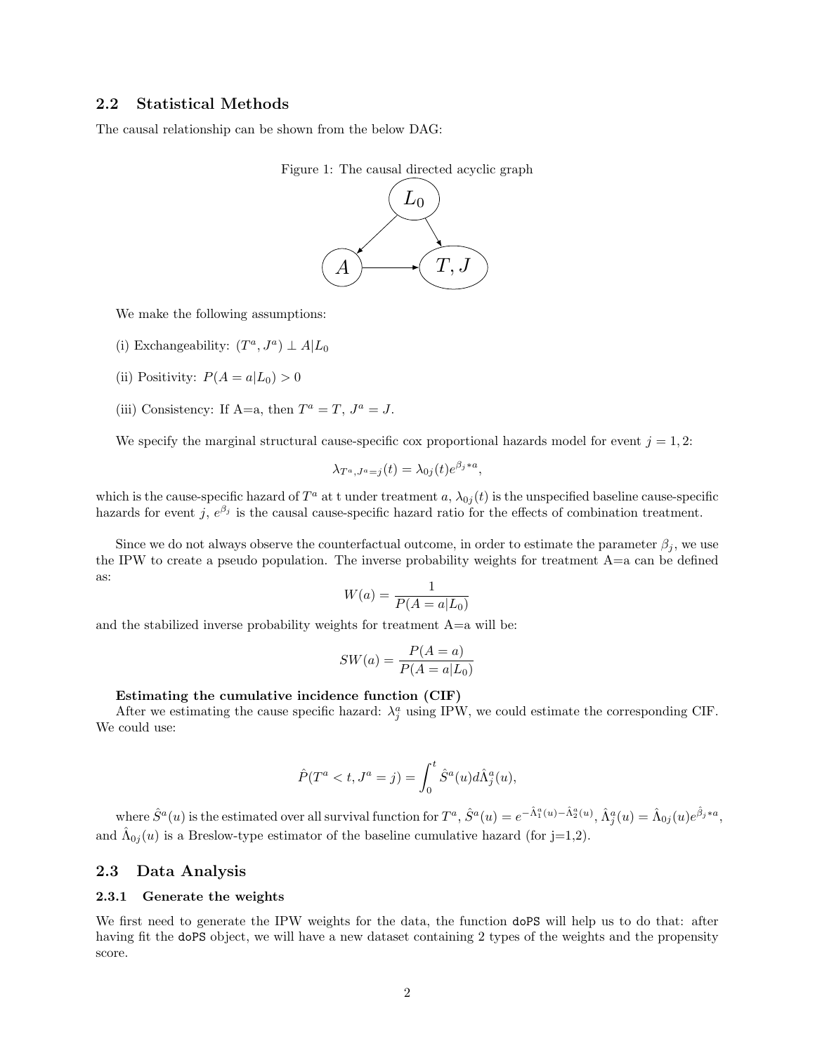## 2.2 Statistical Methods

The causal relationship can be shown from the below DAG:

Figure 1: The causal directed acyclic graph

We make the following assumptions:

(i) Exchangeability: $(T^a, J^a) \perp A|L_0$

(ii) Positivity: $P(A = a|L_0) > 0$

(iii) Consistency: If A=a, then $T^a = T$, $J^a = J$.

We specify the marginal structural cause-specific cox proportional hazards model for event $j = 1, 2$:

$$\lambda_{T^a, J^a=j}(t) = \lambda_{0j}(t)e^{\beta_j * a},$$

which is the cause-specific hazard of $T^a$ at t under treatment $a$, $\lambda_{0j}(t)$ is the unspecified baseline cause-specific hazards for event $j$, $e^{\beta_j}$ is the causal cause-specific hazard ratio for the effects of combination treatment.

Since we do not always observe the counterfactual outcome, in order to estimate the parameter $\beta_j$, we use the IPW to create a pseudo population. The inverse probability weights for treatment A=a can be defined as:

$$W(a) = \frac{1}{P(A = a|L_0)}$$

and the stabilized inverse probability weights for treatment A=a will be:

$$SW(a) = \frac{P(A = a)}{P(A = a|L_0)}$$

**Estimating the cumulative incidence function (CIF)**

After we estimating the cause specific hazard: $\lambda_j^a$ using IPW, we could estimate the corresponding CIF. We could use:

$$\hat{P}(T^a < t, J^a = j) = \int_0^t \hat{S}^a(u) d\hat{\Lambda}_j^a(u),$$

where $\hat{S}^a(u)$ is the estimated over all survival function for $T^a$, $\hat{S}^a(u) = e^{-\hat{\Lambda}_1^a(u) - \hat{\Lambda}_2^a(u)}$, $\hat{\Lambda}_j^a(u) = \hat{\Lambda}_{0j}(u)e^{\hat{\beta}_j * a}$, and $\hat{\Lambda}_{0j}(u)$ is a Breslow-type estimator of the baseline cumulative hazard (for j=1,2).

## 2.3 Data Analysis

### 2.3.1 Generate the weights

We first need to generate the IPW weights for the data, the function `doPS` will help us to do that: after having fit the `doPS` object, we will have a new dataset containing 2 types of the weights and the propensity score.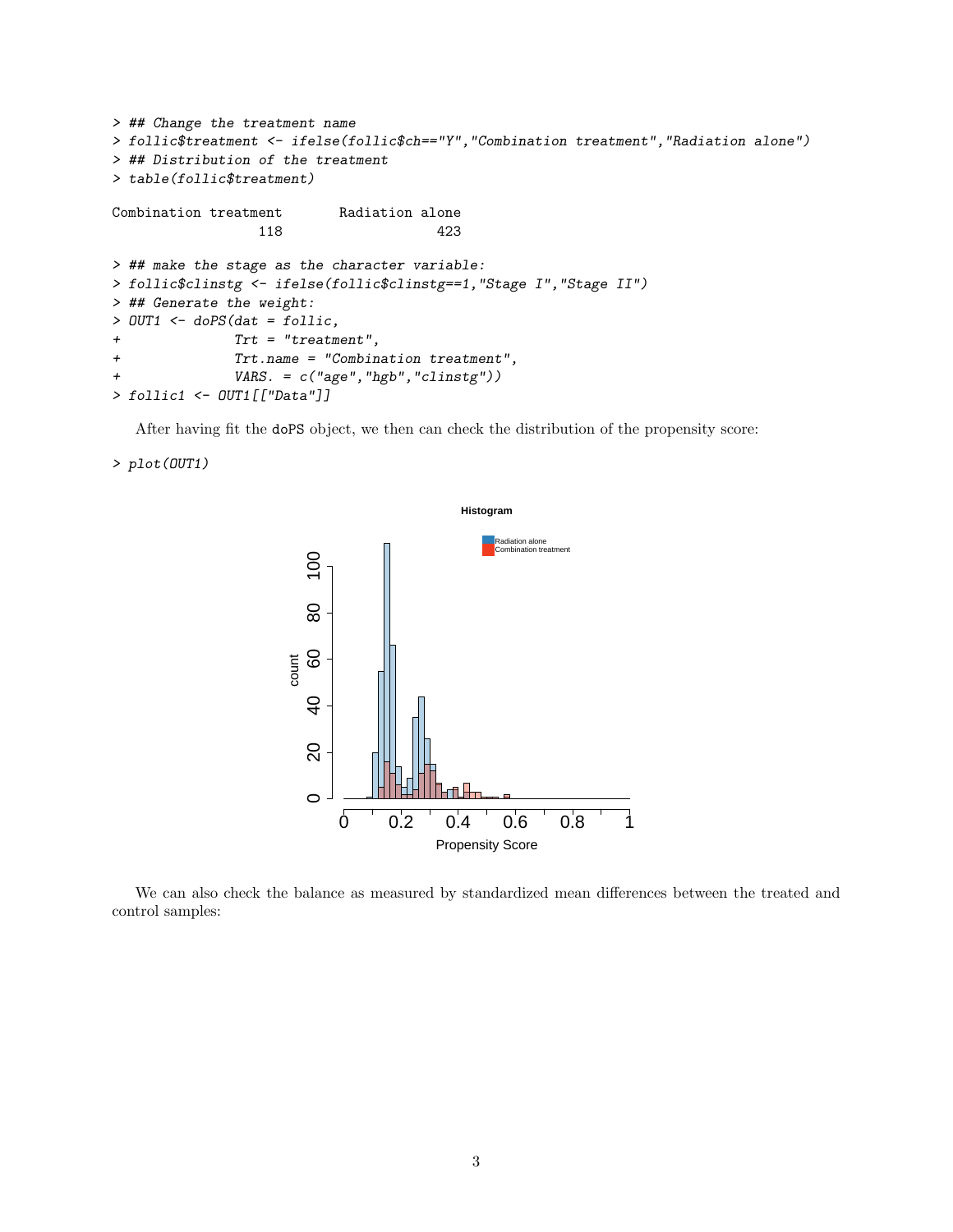```
> ## Change the treatment name
> follic$treatment <- ifelse(follic$ch=="Y","Combination treatment","Radiation alone")
> ## Distribution of the treatment
> table(follic$treatment)

Combination treatment       Radiation alone
                  118                   423

> ## make the stage as the character variable:
> follic$clinstg <- ifelse(follic$clinstg==1,"Stage I","Stage II")
> ## Generate the weight:
> OUT1 <- doPS(dat = follic,
+              Trt = "treatment",
+              Trt.name = "Combination treatment",
+              VARS. = c("age","hgb","clinstg"))
> follic1 <- OUT1[["Data"]]
```

After having fit the doPS object, we then can check the distribution of the propensity score:

```
> plot(OUT1)
```

We can also check the balance as measured by standardized mean differences between the treated and control samples: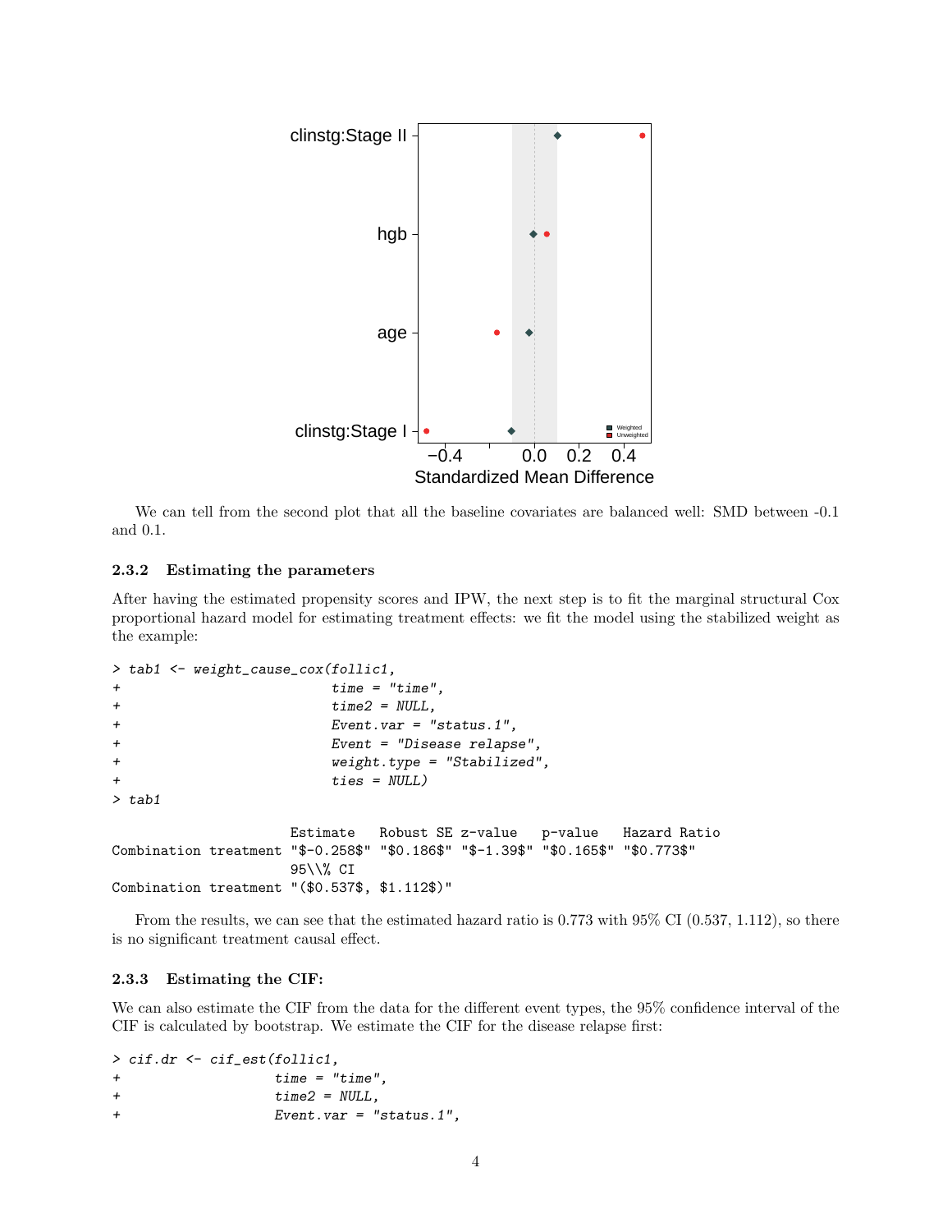We can tell from the second plot that all the baseline covariates are balanced well: SMD between -0.1 and 0.1.

### 2.3.2 Estimating the parameters

After having the estimated propensity scores and IPW, the next step is to fit the marginal structural Cox proportional hazard model for estimating treatment effects: we fit the model using the stabilized weight as the example:

```
> tab1 <- weight_cause_cox(follic1,
+                          time = "time",
+                          time2 = NULL,
+                          Event.var = "status.1",
+                          Event = "Disease relapse",
+                          weight.type = "Stabilized",
+                          ties = NULL)
> tab1

                      Estimate   Robust SE z-value   p-value   Hazard Ratio
Combination treatment "$-0.258$" "$0.186$" "$-1.39$" "$0.165$" "$0.773$"
                      95\\% CI
Combination treatment "($0.537$, $1.112$)"
```

From the results, we can see that the estimated hazard ratio is 0.773 with 95% CI (0.537, 1.112), so there is no significant treatment causal effect.

### 2.3.3 Estimating the CIF:

We can also estimate the CIF from the data for the different event types, the 95% confidence interval of the CIF is calculated by bootstrap. We estimate the CIF for the disease relapse first:

```
> cif.dr <- cif_est(follic1,
+                   time = "time",
+                   time2 = NULL,
+                   Event.var = "status.1",
```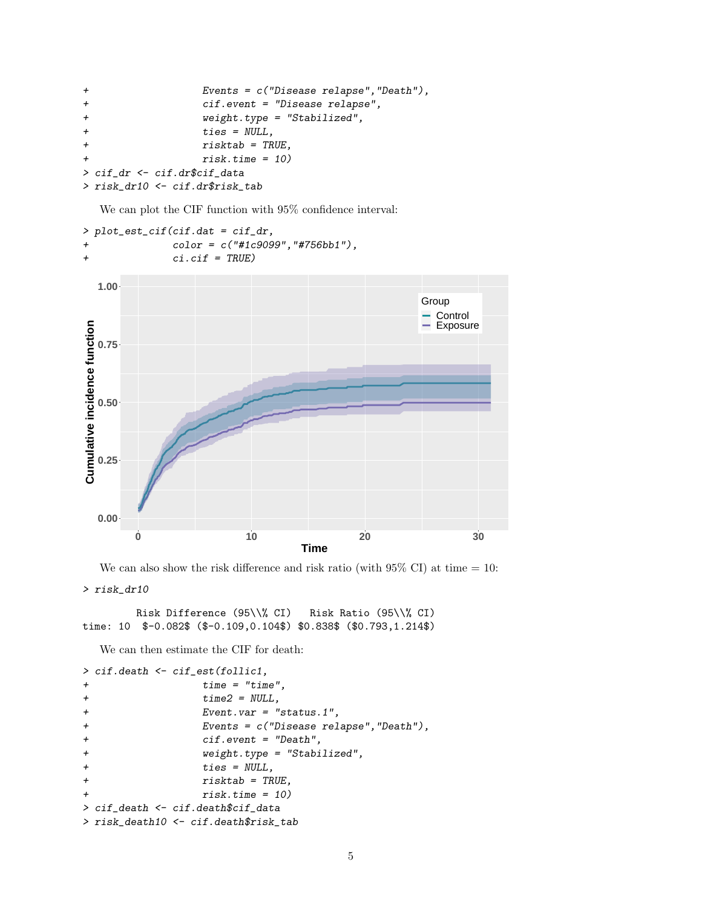```
+                    Events = c("Disease relapse","Death"),
+                    cif.event = "Disease relapse",
+                    weight.type = "Stabilized",
+                    ties = NULL,
+                    risktab = TRUE,
+                    risk.time = 10)
> cif_dr <- cif.dr$cif_data
> risk_dr10 <- cif.dr$risk_tab
```

We can plot the CIF function with 95% confidence interval:

```
> plot_est_cif(cif.dat = cif_dr,
+              color = c("#1c9099","#756bb1"),
+              ci.cif = TRUE)
```

We can also show the risk difference and risk ratio (with 95% CI) at time = 10:

```
> risk_dr10

         Risk Difference (95\\% CI)   Risk Ratio (95\\% CI)
time: 10  $-0.082$ ($-0.109,0.104$) $0.838$ ($0.793,1.214$)
```

We can then estimate the CIF for death:

```
> cif.death <- cif_est(follic1,
+                    time = "time",
+                    time2 = NULL,
+                    Event.var = "status.1",
+                    Events = c("Disease relapse","Death"),
+                    cif.event = "Death",
+                    weight.type = "Stabilized",
+                    ties = NULL,
+                    risktab = TRUE,
+                    risk.time = 10)
> cif_death <- cif.death$cif_data
> risk_death10 <- cif.death$risk_tab
```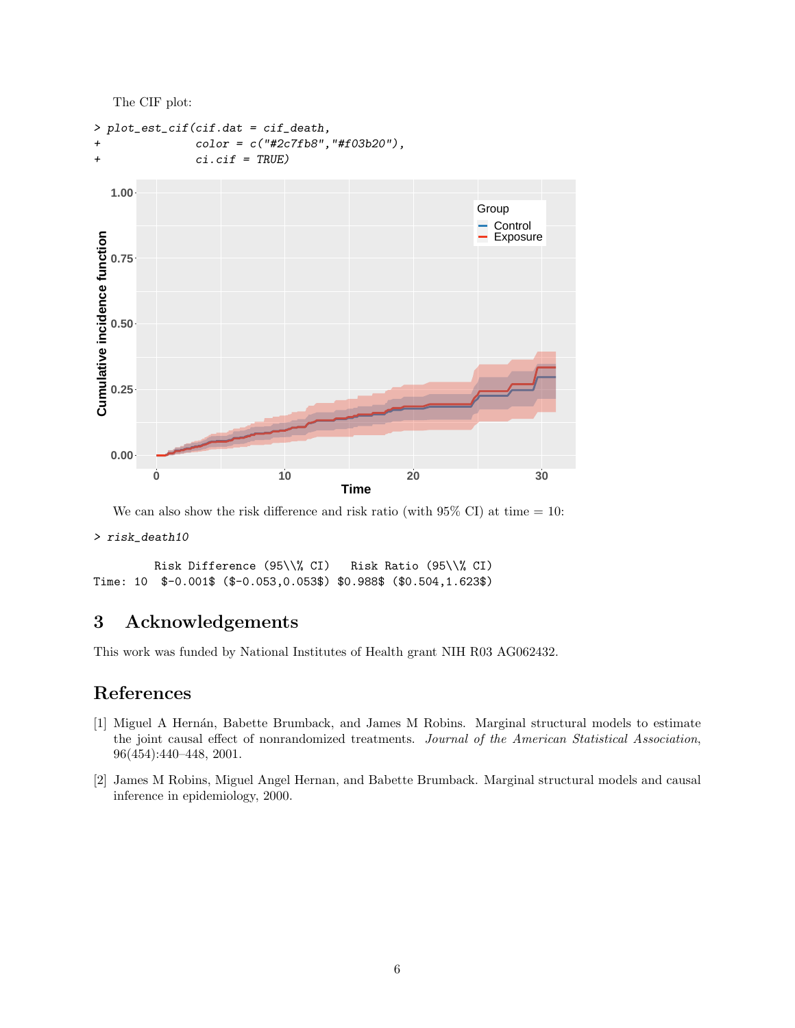The CIF plot:

```
> plot_est_cif(cif.dat = cif_death,
+              color = c("#2c7fb8","#f03b20"),
+              ci.cif = TRUE)
```

Cumulative incidence function

1.00
0.75
0.50
0.25
0.00

0
10
20
30

Time

Group
Control
Exposure

We can also show the risk difference and risk ratio (with 95% CI) at time = 10:

```
> risk_death10
```

```
         Risk Difference (95\\% CI)   Risk Ratio (95\\% CI)
Time: 10  $-0.001$ ($-0.053,0.053$) $0.988$ ($0.504,1.623$)
```

## 3 Acknowledgements

This work was funded by National Institutes of Health grant NIH R03 AG062432.

## References

[1] Miguel A Hernán, Babette Brumback, and James M Robins. Marginal structural models to estimate the joint causal effect of nonrandomized treatments. *Journal of the American Statistical Association*, 96(454):440–448, 2001.

[2] James M Robins, Miguel Angel Hernan, and Babette Brumback. Marginal structural models and causal inference in epidemiology, 2000.